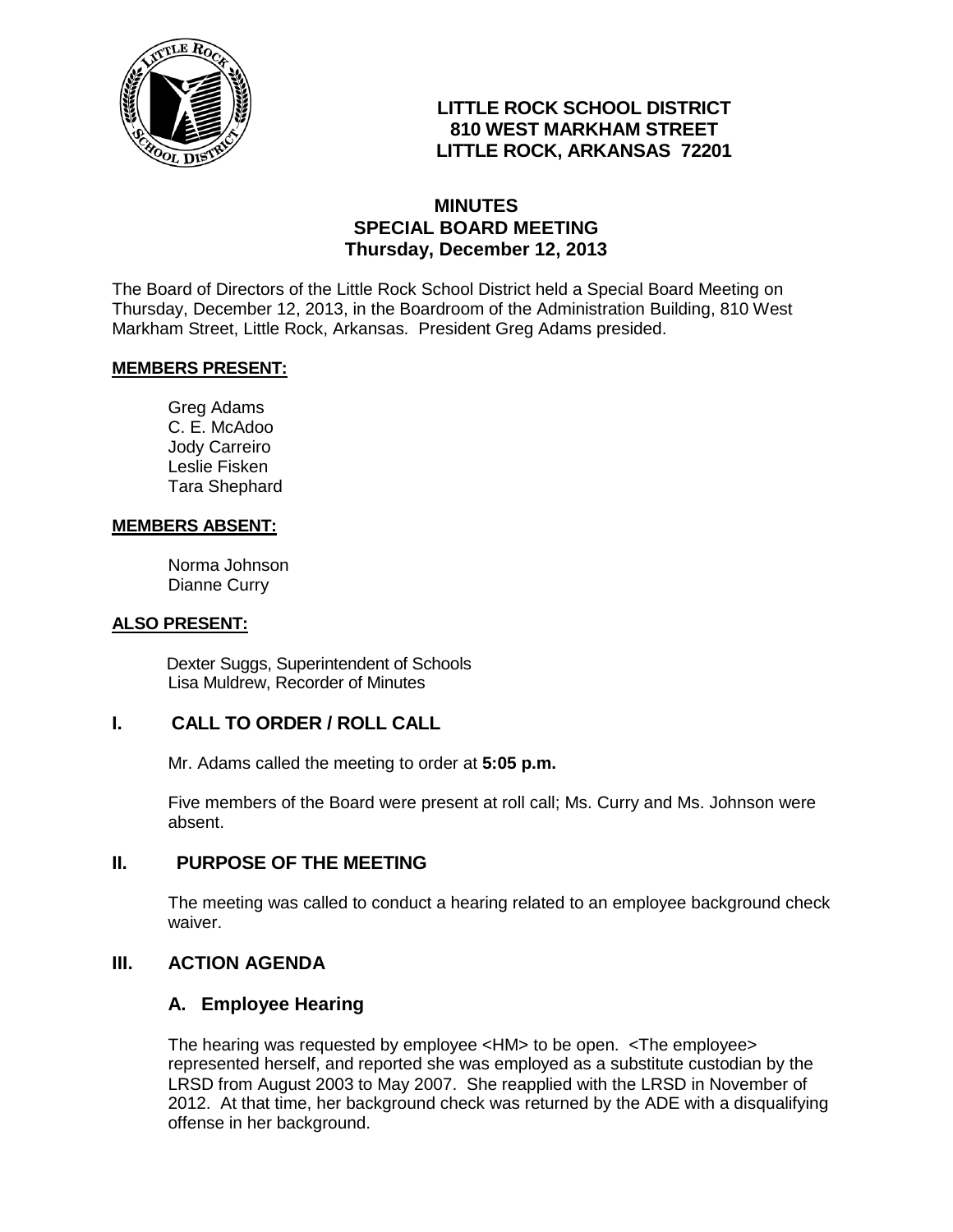# LITTLE ROCK SCHOOL DISTRICT
## 810 WEST MARKHAM STREET
## LITTLE ROCK, ARKANSAS 72201

## MINUTES
## SPECIAL BOARD MEETING
## Thursday, December 12, 2013

The Board of Directors of the Little Rock School District held a Special Board Meeting on Thursday, December 12, 2013, in the Boardroom of the Administration Building, 810 West Markham Street, Little Rock, Arkansas. President Greg Adams presided.

**MEMBERS PRESENT:**

Greg Adams
C. E. McAdoo
Jody Carreiro
Leslie Fisken
Tara Shephard

**MEMBERS ABSENT:**

Norma Johnson
Dianne Curry

**ALSO PRESENT:**

Dexter Suggs, Superintendent of Schools
Lisa Muldrew, Recorder of Minutes

## I. CALL TO ORDER / ROLL CALL

Mr. Adams called the meeting to order at **5:05 p.m.**

Five members of the Board were present at roll call; Ms. Curry and Ms. Johnson were absent.

## II. PURPOSE OF THE MEETING

The meeting was called to conduct a hearing related to an employee background check waiver.

## III. ACTION AGENDA

### A. Employee Hearing

The hearing was requested by employee <HM> to be open. <The employee> represented herself, and reported she was employed as a substitute custodian by the LRSD from August 2003 to May 2007. She reapplied with the LRSD in November of 2012. At that time, her background check was returned by the ADE with a disqualifying offense in her background.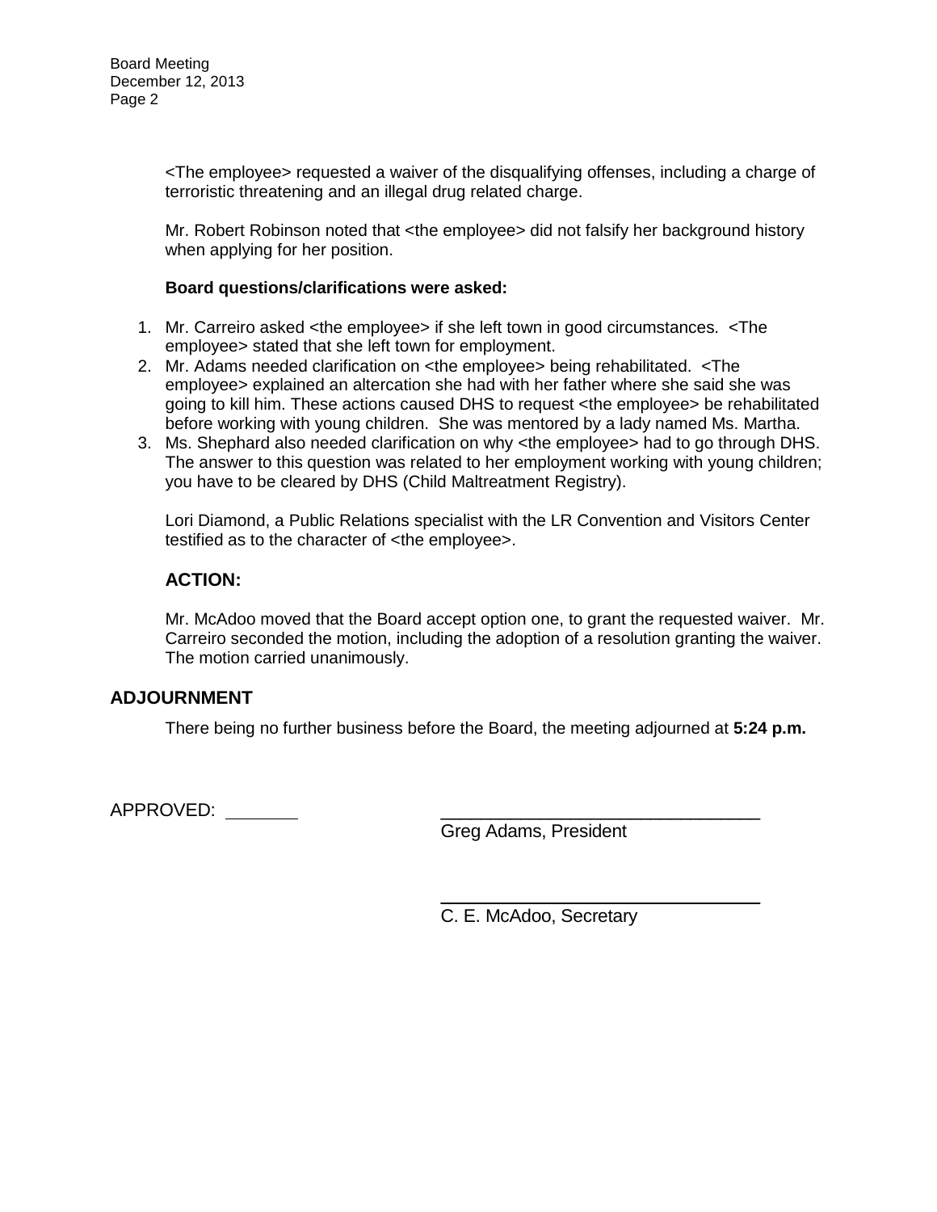<The employee> requested a waiver of the disqualifying offenses, including a charge of terroristic threatening and an illegal drug related charge.

Mr. Robert Robinson noted that <the employee> did not falsify her background history when applying for her position.

**Board questions/clarifications were asked:**

1. Mr. Carreiro asked <the employee> if she left town in good circumstances. <The employee> stated that she left town for employment.
2. Mr. Adams needed clarification on <the employee> being rehabilitated. <The employee> explained an altercation she had with her father where she said she was going to kill him. These actions caused DHS to request <the employee> be rehabilitated before working with young children. She was mentored by a lady named Ms. Martha.
3. Ms. Shephard also needed clarification on why <the employee> had to go through DHS. The answer to this question was related to her employment working with young children; you have to be cleared by DHS (Child Maltreatment Registry).

Lori Diamond, a Public Relations specialist with the LR Convention and Visitors Center testified as to the character of <the employee>.

### ACTION:

Mr. McAdoo moved that the Board accept option one, to grant the requested waiver. Mr. Carreiro seconded the motion, including the adoption of a resolution granting the waiver. The motion carried unanimously.

## ADJOURNMENT

There being no further business before the Board, the meeting adjourned at **5:24 p.m.**

APPROVED: ________

________________________________
Greg Adams, President

________________________________
C. E. McAdoo, Secretary